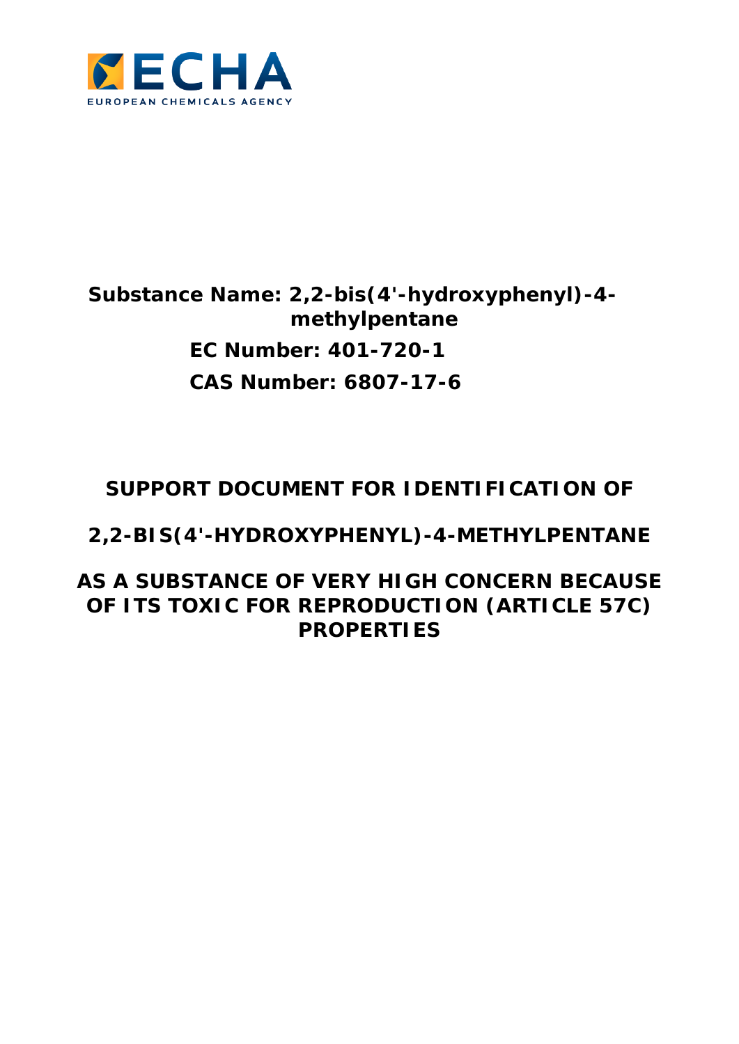ECHA

EUROPEAN CHEMICALS AGENCY

**Substance Name: 2,2-bis(4'-hydroxyphenyl)-4-methylpentane**

**EC Number: 401-720-1**

**CAS Number: 6807-17-6**

# SUPPORT DOCUMENT FOR IDENTIFICATION OF

# 2,2-BIS(4'-HYDROXYPHENYL)-4-METHYLPENTANE

# AS A SUBSTANCE OF VERY HIGH CONCERN BECAUSE OF ITS TOXIC FOR REPRODUCTION (ARTICLE 57C) PROPERTIES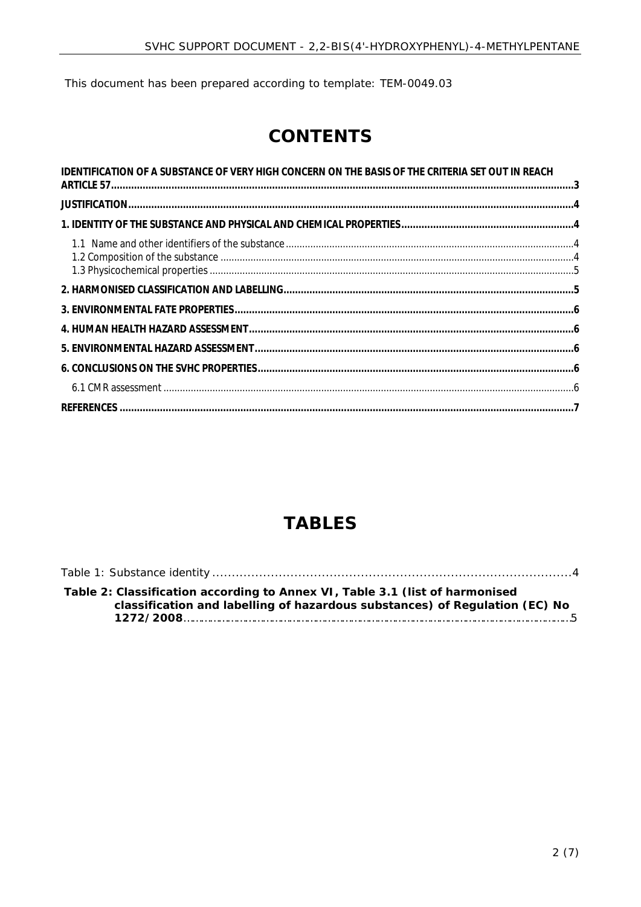This document has been prepared according to template: TEM-0049.03

# CONTENTS

**IDENTIFICATION OF A SUBSTANCE OF VERY HIGH CONCERN ON THE BASIS OF THE CRITERIA SET OUT IN REACH ARTICLE 57 .......... 3**

**JUSTIFICATION .......... 4**

**1. IDENTITY OF THE SUBSTANCE AND PHYSICAL AND CHEMICAL PROPERTIES .......... 4**

- 1.1 Name and other identifiers of the substance .......... 4
- 1.2 Composition of the substance .......... 4
- 1.3 Physicochemical properties .......... 5

**2. HARMONISED CLASSIFICATION AND LABELLING .......... 5**

**3. ENVIRONMENTAL FATE PROPERTIES .......... 6**

**4. HUMAN HEALTH HAZARD ASSESSMENT .......... 6**

**5. ENVIRONMENTAL HAZARD ASSESSMENT .......... 6**

**6. CONCLUSIONS ON THE SVHC PROPERTIES .......... 6**

- 6.1 CMR assessment .......... 6

**REFERENCES .......... 7**

# TABLES

Table 1: Substance identity .......... 4

**Table 2: Classification according to Annex VI, Table 3.1 (list of harmonised classification and labelling of hazardous substances) of Regulation (EC) No 1272/2008** .......... 5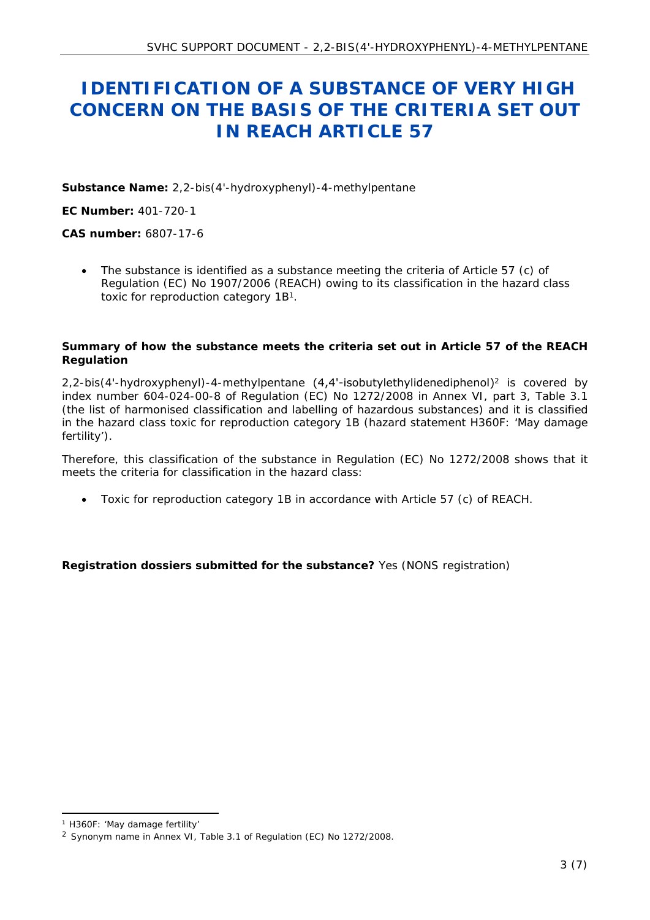# IDENTIFICATION OF A SUBSTANCE OF VERY HIGH CONCERN ON THE BASIS OF THE CRITERIA SET OUT IN REACH ARTICLE 57

**Substance Name:** 2,2-bis(4'-hydroxyphenyl)-4-methylpentane

**EC Number:** 401-720-1

**CAS number:** 6807-17-6

- The substance is identified as a substance meeting the criteria of Article 57 (c) of Regulation (EC) No 1907/2006 (REACH) owing to its classification in the hazard class toxic for reproduction category 1B[1].

**Summary of how the substance meets the criteria set out in Article 57 of the REACH Regulation**

2,2-bis(4'-hydroxyphenyl)-4-methylpentane (4,4'-isobutylethylidenediphenol)[2] is covered by index number 604-024-00-8 of Regulation (EC) No 1272/2008 in Annex VI, part 3, Table 3.1 (the list of harmonised classification and labelling of hazardous substances) and it is classified in the hazard class toxic for reproduction category 1B (hazard statement H360F: 'May damage fertility').

Therefore, this classification of the substance in Regulation (EC) No 1272/2008 shows that it meets the criteria for classification in the hazard class:

- Toxic for reproduction category 1B in accordance with Article 57 (c) of REACH.

**Registration dossiers submitted for the substance?** Yes (NONS registration)

[1] H360F: 'May damage fertility'

[2] Synonym name in Annex VI, Table 3.1 of Regulation (EC) No 1272/2008.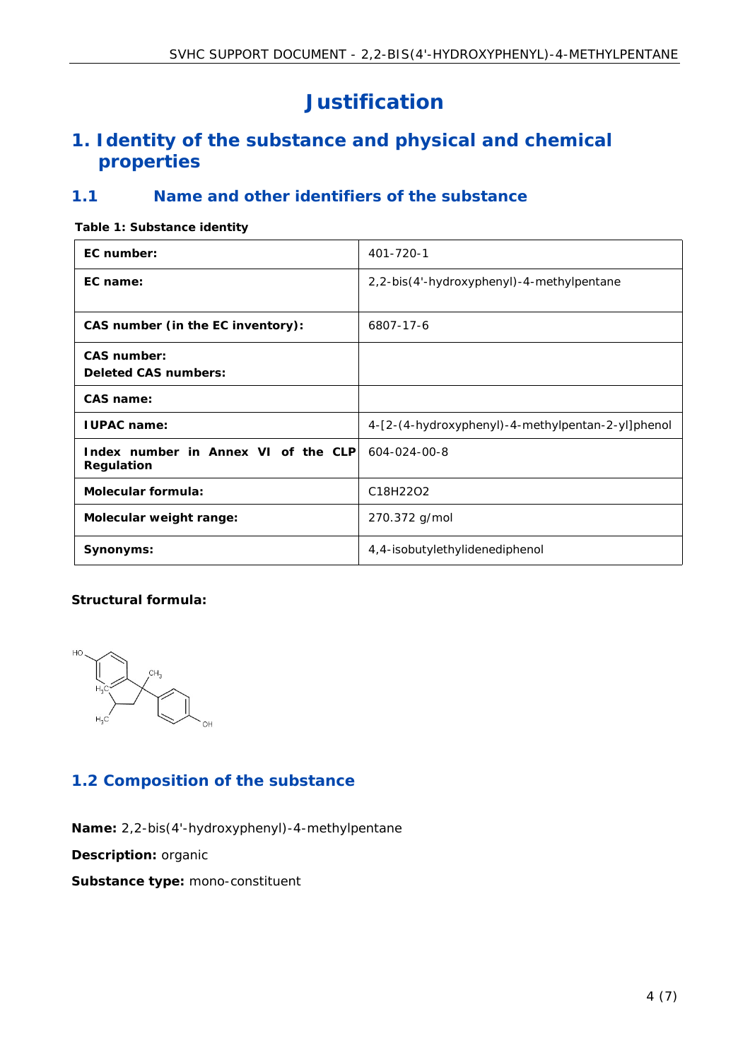# Justification

## 1. Identity of the substance and physical and chemical properties

### 1.1 Name and other identifiers of the substance

**Table 1: Substance identity**

| | |
|---|---|
| **EC number:** | 401-720-1 |
| **EC name:** | 2,2-bis(4'-hydroxyphenyl)-4-methylpentane |
| **CAS number (in the EC inventory):** | 6807-17-6 |
| **CAS number:**<br>**Deleted CAS numbers:** | |
| **CAS name:** | |
| **IUPAC name:** | 4-[2-(4-hydroxyphenyl)-4-methylpentan-2-yl]phenol |
| **Index number in Annex VI of the CLP Regulation** | 604-024-00-8 |
| **Molecular formula:** | $C_{18}H_{22}O_2$ |
| **Molecular weight range:** | 270.372 g/mol |
| **Synonyms:** | 4,4-isobutylethylidenediphenol |

**Structural formula:**

### 1.2 Composition of the substance

**Name:** 2,2-bis(4'-hydroxyphenyl)-4-methylpentane

**Description:** organic

**Substance type:** mono-constituent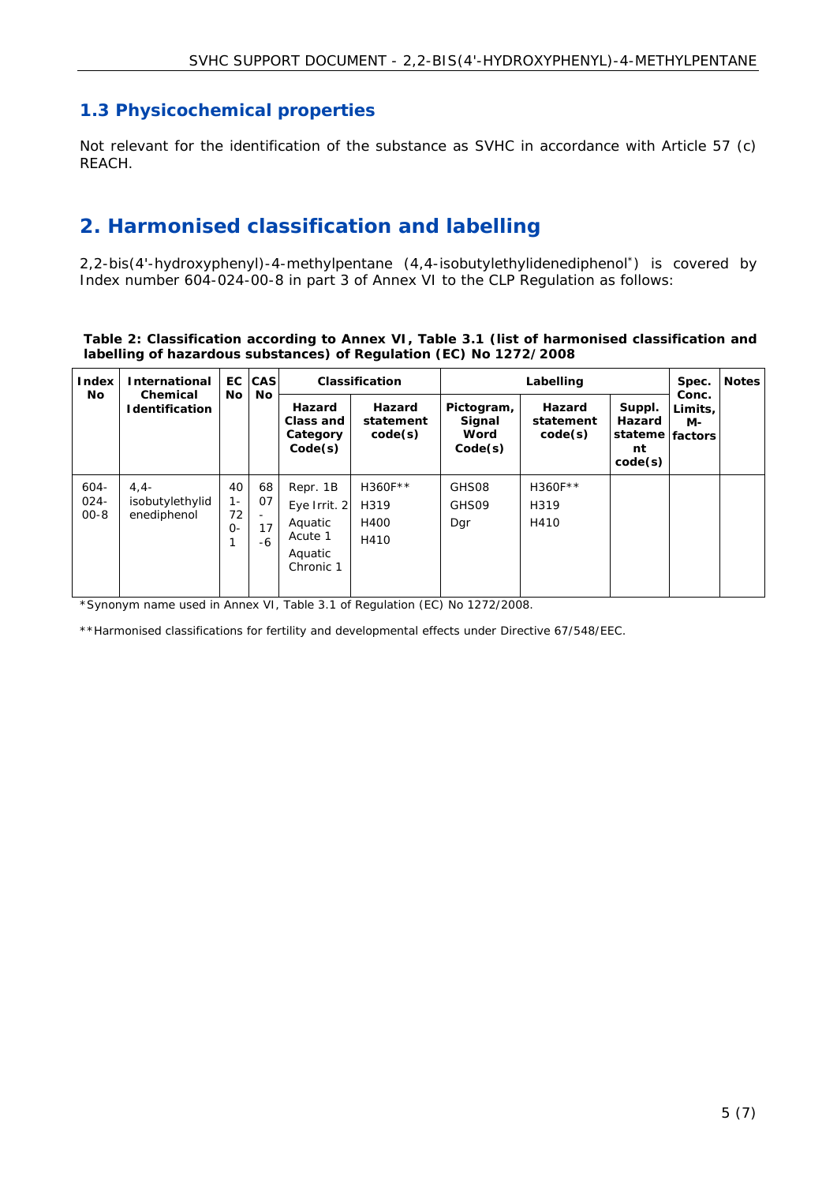## 1.3 Physicochemical properties

Not relevant for the identification of the substance as SVHC in accordance with Article 57 (c) REACH.

# 2. Harmonised classification and labelling

2,2-bis(4'-hydroxyphenyl)-4-methylpentane (4,4-isobutylethylidenediphenol*) is covered by Index number 604-024-00-8 in part 3 of Annex VI to the CLP Regulation as follows:

**Table 2: Classification according to Annex VI, Table 3.1 (list of harmonised classification and labelling of hazardous substances) of Regulation (EC) No 1272/2008**

| Index No | International Chemical Identification | EC No | CAS No | Classification | | Labelling | | | Spec. Conc. Limits, M-factors | Notes |
|---|---|---|---|---|---|---|---|---|---|---|
| | | | | Hazard Class and Category Code(s) | Hazard statement code(s) | Pictogram, Signal Word Code(s) | Hazard statement code(s) | Suppl. Hazard statement code(s) | | |
| 604-024-00-8 | 4,4-isobutylethylidenediphenol | 401-720-1 | 6807-17-6 | Repr. 1B<br>Eye Irrit. 2<br>Aquatic Acute 1<br>Aquatic Chronic 1 | H360F**<br>H319<br>H400<br>H410 | GHS08<br>GHS09<br>Dgr | H360F**<br>H319<br>H410 | | | |

*Synonym name used in Annex VI, Table 3.1 of Regulation (EC) No 1272/2008.

**Harmonised classifications for fertility and developmental effects under Directive 67/548/EEC.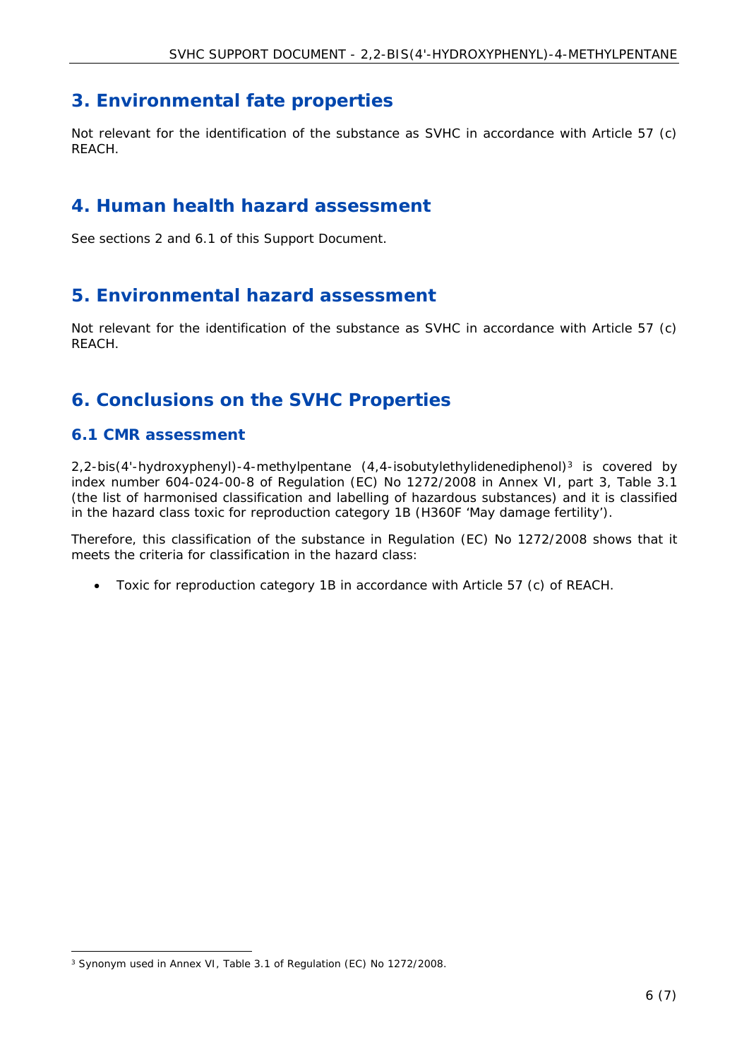# 3. Environmental fate properties

Not relevant for the identification of the substance as SVHC in accordance with Article 57 (c) REACH.

# 4. Human health hazard assessment

See sections 2 and 6.1 of this Support Document.

# 5. Environmental hazard assessment

Not relevant for the identification of the substance as SVHC in accordance with Article 57 (c) REACH.

# 6. Conclusions on the SVHC Properties

## 6.1 CMR assessment

2,2-bis(4'-hydroxyphenyl)-4-methylpentane (4,4-isobutylethylidenediphenol)[3] is covered by index number 604-024-00-8 of Regulation (EC) No 1272/2008 in Annex VI, part 3, Table 3.1 (the list of harmonised classification and labelling of hazardous substances) and it is classified in the hazard class toxic for reproduction category 1B (H360F 'May damage fertility').

Therefore, this classification of the substance in Regulation (EC) No 1272/2008 shows that it meets the criteria for classification in the hazard class:

- Toxic for reproduction category 1B in accordance with Article 57 (c) of REACH.

[3] Synonym used in Annex VI, Table 3.1 of Regulation (EC) No 1272/2008.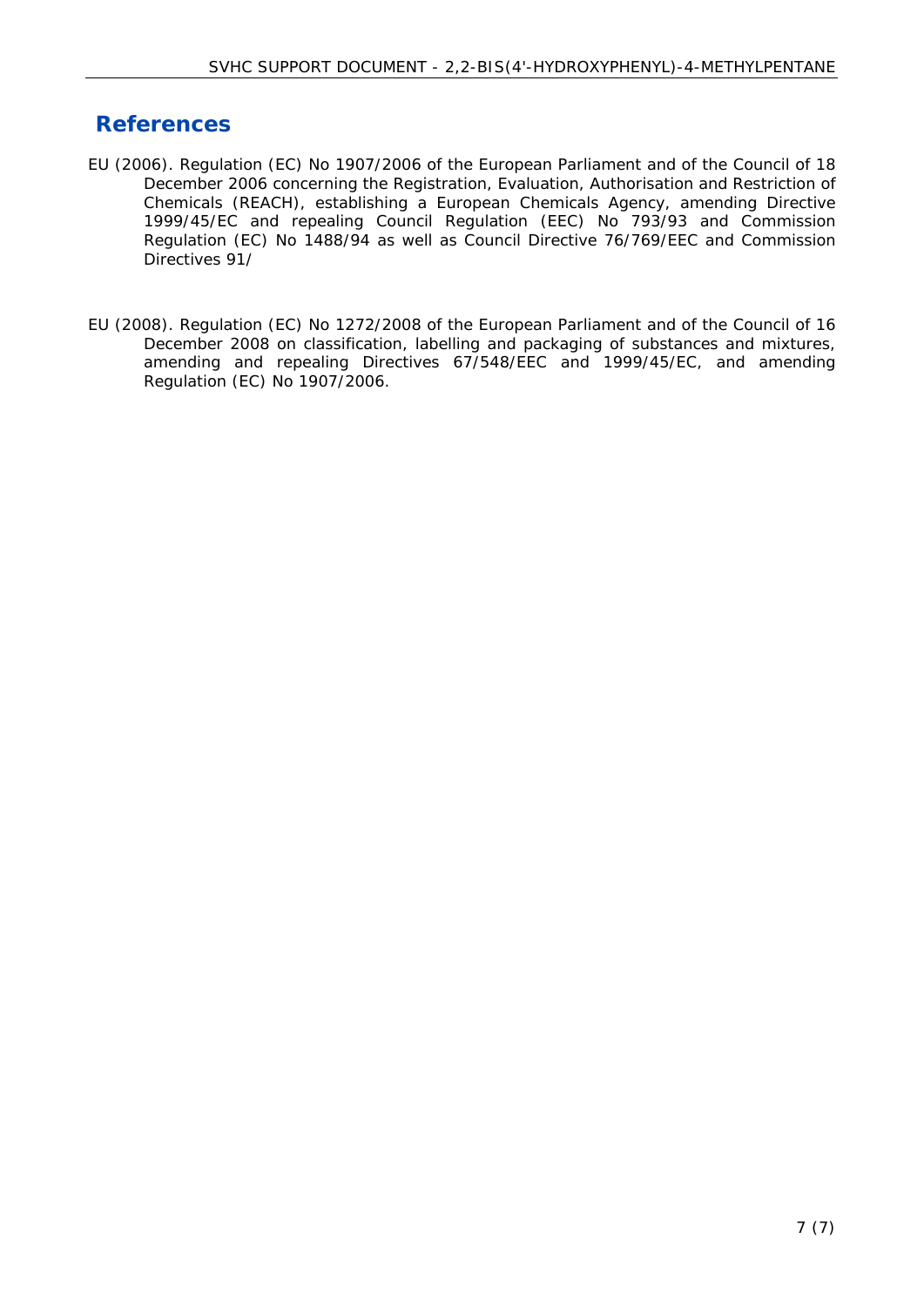## References

EU (2006). Regulation (EC) No 1907/2006 of the European Parliament and of the Council of 18 December 2006 concerning the Registration, Evaluation, Authorisation and Restriction of Chemicals (REACH), establishing a European Chemicals Agency, amending Directive 1999/45/EC and repealing Council Regulation (EEC) No 793/93 and Commission Regulation (EC) No 1488/94 as well as Council Directive 76/769/EEC and Commission Directives 91/

EU (2008). Regulation (EC) No 1272/2008 of the European Parliament and of the Council of 16 December 2008 on classification, labelling and packaging of substances and mixtures, amending and repealing Directives 67/548/EEC and 1999/45/EC, and amending Regulation (EC) No 1907/2006.